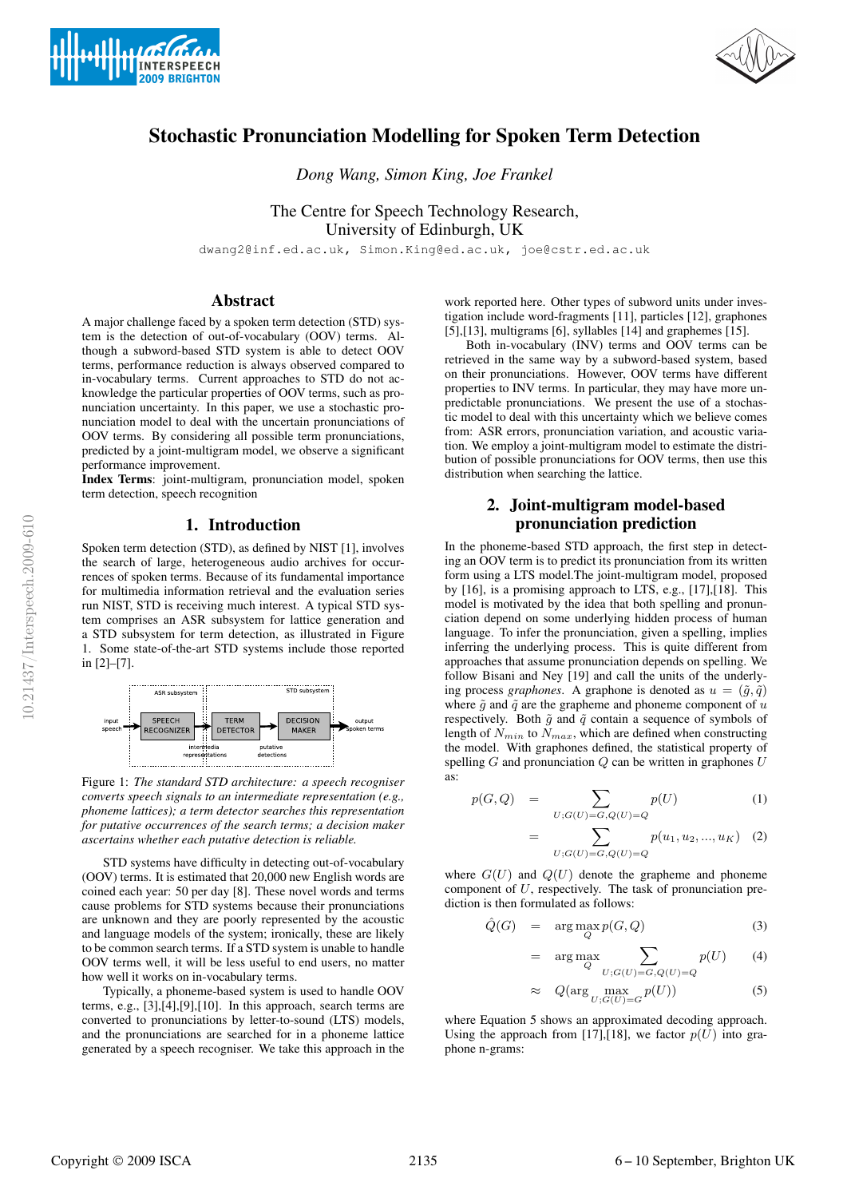# Stochastic Pronunciation Modelling for Spoken Term Detection

*Dong Wang, Simon King, Joe Frankel*

The Centre for Speech Technology Research,
University of Edinburgh, UK

dwang2@inf.ed.ac.uk, Simon.King@ed.ac.uk, joe@cstr.ed.ac.uk

## Abstract

A major challenge faced by a spoken term detection (STD) system is the detection of out-of-vocabulary (OOV) terms. Although a subword-based STD system is able to detect OOV terms, performance reduction is always observed compared to in-vocabulary terms. Current approaches to STD do not acknowledge the particular properties of OOV terms, such as pronunciation uncertainty. In this paper, we use a stochastic pronunciation model to deal with the uncertain pronunciations of OOV terms. By considering all possible term pronunciations, predicted by a joint-multigram model, we observe a significant performance improvement.

**Index Terms**: joint-multigram, pronunciation model, spoken term detection, speech recognition

## 1. Introduction

Spoken term detection (STD), as defined by NIST [1], involves the search of large, heterogeneous audio archives for occurrences of spoken terms. Because of its fundamental importance for multimedia information retrieval and the evaluation series run NIST, STD is receiving much interest. A typical STD system comprises an ASR subsystem for lattice generation and a STD subsystem for term detection, as illustrated in Figure 1. Some state-of-the-art STD systems include those reported in [2]–[7].

ASR subsystem
STD subsystem
input speech
SPEECH RECOGNIZER
TERM DETECTOR
DECISION MAKER
output spoken terms
intermedia representations
putative detections

Figure 1: *The standard STD architecture: a speech recogniser converts speech signals to an intermediate representation (e.g., phoneme lattices); a term detector searches this representation for putative occurrences of the search terms; a decision maker ascertains whether each putative detection is reliable.*

STD systems have difficulty in detecting out-of-vocabulary (OOV) terms. It is estimated that 20,000 new English words are coined each year: 50 per day [8]. These novel words and terms cause problems for STD systems because their pronunciations are unknown and they are poorly represented by the acoustic and language models of the system; ironically, these are likely to be common search terms. If a STD system is unable to handle OOV terms well, it will be less useful to end users, no matter how well it works on in-vocabulary terms.

Typically, a phoneme-based system is used to handle OOV terms, e.g., [3],[4],[9],[10]. In this approach, search terms are converted to pronunciations by letter-to-sound (LTS) models, and the pronunciations are searched for in a phoneme lattice generated by a speech recogniser. We take this approach in the work reported here. Other types of subword units under investigation include word-fragments [11], particles [12], graphones [5],[13], multigrams [6], syllables [14] and graphemes [15].

Both in-vocabulary (INV) terms and OOV terms can be retrieved in the same way by a subword-based system, based on their pronunciations. However, OOV terms have different properties to INV terms. In particular, they may have more unpredictable pronunciations. We present the use of a stochastic model to deal with this uncertainty which we believe comes from: ASR errors, pronunciation variation, and acoustic variation. We employ a joint-multigram model to estimate the distribution of possible pronunciations for OOV terms, then use this distribution when searching the lattice.

## 2. Joint-multigram model-based pronunciation prediction

In the phoneme-based STD approach, the first step in detecting an OOV term is to predict its pronunciation from its written form using a LTS model.The joint-multigram model, proposed by [16], is a promising approach to LTS, e.g., [17],[18]. This model is motivated by the idea that both spelling and pronunciation depend on some underlying hidden process of human language. To infer the pronunciation, given a spelling, implies inferring the underlying process. This is quite different from approaches that assume pronunciation depends on spelling. We follow Bisani and Ney [19] and call the units of the underlying process *graphones*. A graphone is denoted as $u = (\tilde{g}, \tilde{q})$ where $\tilde{g}$ and $\tilde{q}$ are the grapheme and phoneme component of $u$ respectively. Both $\tilde{g}$ and $\tilde{q}$ contain a sequence of symbols of length of $N_{min}$ to $N_{max}$, which are defined when constructing the model. With graphones defined, the statistical property of spelling $G$ and pronunciation $Q$ can be written in graphones $U$ as:

$$p(G,Q) = \sum_{U;G(U)=G,Q(U)=Q} p(U) \quad (1)$$

$$= \sum_{U;G(U)=G,Q(U)=Q} p(u_1, u_2, ..., u_K) \quad (2)$$

where $G(U)$ and $Q(U)$ denote the grapheme and phoneme component of $U$, respectively. The task of pronunciation prediction is then formulated as follows:

$$\hat{Q}(G) = \arg\max_{Q} p(G,Q) \quad (3)$$

$$= \arg\max_{Q} \sum_{U;G(U)=G,Q(U)=Q} p(U) \quad (4)$$

$$\approx Q(\arg\max_{U;G(U)=G} p(U)) \quad (5)$$

where Equation 5 shows an approximated decoding approach. Using the approach from [17],[18], we factor $p(U)$ into graphone n-grams: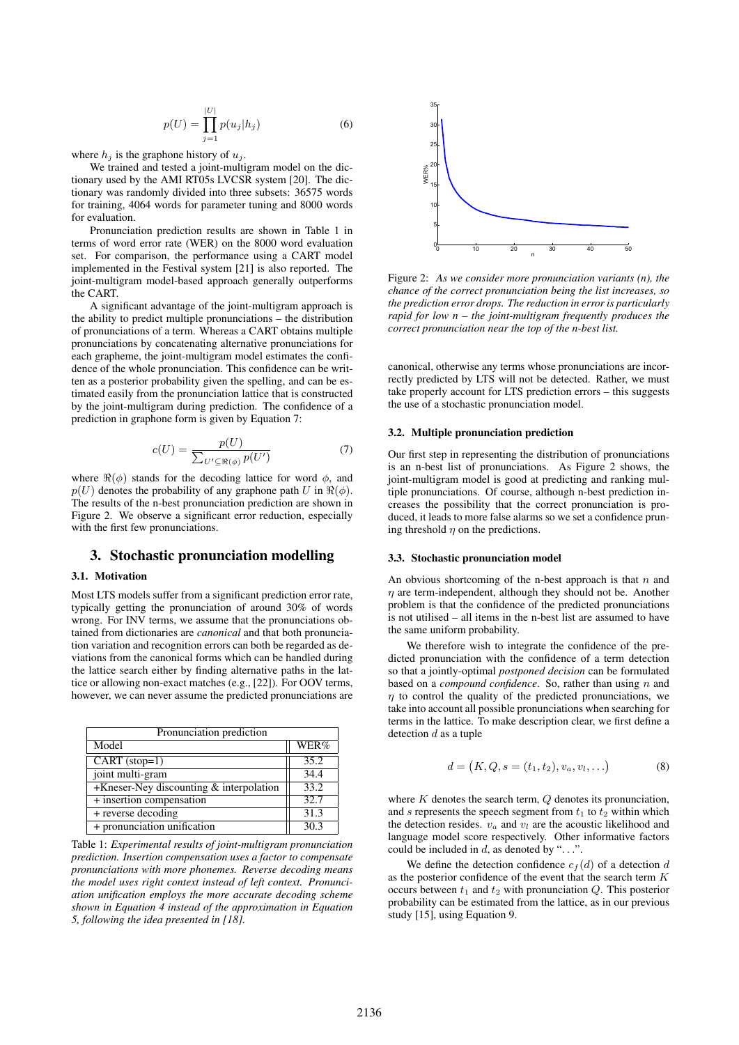$$p(U) = \prod_{j=1}^{|U|} p(u_j|h_j) \tag{6}$$

where $h_j$ is the graphone history of $u_j$.

We trained and tested a joint-multigram model on the dictionary used by the AMI RT05s LVCSR system [20]. The dictionary was randomly divided into three subsets: 36575 words for training, 4064 words for parameter tuning and 8000 words for evaluation.

Pronunciation prediction results are shown in Table 1 in terms of word error rate (WER) on the 8000 word evaluation set. For comparison, the performance using a CART model implemented in the Festival system [21] is also reported. The joint-multigram model-based approach generally outperforms the CART.

A significant advantage of the joint-multigram approach is the ability to predict multiple pronunciations – the distribution of pronunciations of a term. Whereas a CART obtains multiple pronunciations by concatenating alternative pronunciations for each grapheme, the joint-multigram model estimates the confidence of the whole pronunciation. This confidence can be written as a posterior probability given the spelling, and can be estimated easily from the pronunciation lattice that is constructed by the joint-multigram during prediction. The confidence of a prediction in graphone form is given by Equation 7:

$$c(U) = \frac{p(U)}{\sum_{U' \subseteq \Re(\phi)} p(U')} \tag{7}$$

where $\Re(\phi)$ stands for the decoding lattice for word $\phi$, and $p(U)$ denotes the probability of any graphone path $U$ in $\Re(\phi)$. The results of the n-best pronunciation prediction are shown in Figure 2. We observe a significant error reduction, especially with the first few pronunciations.

## 3. Stochastic pronunciation modelling

### 3.1. Motivation

Most LTS models suffer from a significant prediction error rate, typically getting the pronunciation of around 30% of words wrong. For INV terms, we assume that the pronunciations obtained from dictionaries are *canonical* and that both pronunciation variation and recognition errors can both be regarded as deviations from the canonical forms which can be handled during the lattice search either by finding alternative paths in the lattice or allowing non-exact matches (e.g., [22]). For OOV terms, however, we can never assume the predicted pronunciations are canonical, otherwise any terms whose pronunciations are incorrectly predicted by LTS will not be detected. Rather, we must take properly account for LTS prediction errors – this suggests the use of a stochastic pronunciation model.

| Pronunciation prediction | |
|---|---|
| Model | WER% |
| CART (stop=1) | 35.2 |
| joint multi-gram | 34.4 |
| +Kneser-Ney discounting & interpolation | 33.2 |
| + insertion compensation | 32.7 |
| + reverse decoding | 31.3 |
| + pronunciation unification | 30.3 |

Table 1: *Experimental results of joint-multigram pronunciation prediction. Insertion compensation uses a factor to compensate pronunciations with more phonemes. Reverse decoding means the model uses right context instead of left context. Pronunciation unification employs the more accurate decoding scheme shown in Equation 4 instead of the approximation in Equation 5, following the idea presented in [18].*

WER%
35
30
25
20
15
10
5
0
0 10 20 30 40 50
n

Figure 2: *As we consider more pronunciation variants (n), the chance of the correct pronunciation being the list increases, so the prediction error drops. The reduction in error is particularly rapid for low n – the joint-multigram frequently produces the correct pronunciation near the top of the n-best list.*

### 3.2. Multiple pronunciation prediction

Our first step in representing the distribution of pronunciations is an n-best list of pronunciations. As Figure 2 shows, the joint-multigram model is good at predicting and ranking multiple pronunciations. Of course, although n-best prediction increases the possibility that the correct pronunciation is produced, it leads to more false alarms so we set a confidence pruning threshold $\eta$ on the predictions.

### 3.3. Stochastic pronunciation model

An obvious shortcoming of the n-best approach is that $n$ and $\eta$ are term-independent, although they should not be. Another problem is that the confidence of the predicted pronunciations is not utilised – all items in the n-best list are assumed to have the same uniform probability.

We therefore wish to integrate the confidence of the predicted pronunciation with the confidence of a term detection so that a jointly-optimal *postponed decision* can be formulated based on a *compound confidence*. So, rather than using $n$ and $\eta$ to control the quality of the predicted pronunciations, we take into account all possible pronunciations when searching for terms in the lattice. To make description clear, we first define a detection $d$ as a tuple

$$d = \big(K, Q, s = (t_1, t_2), v_a, v_l, \ldots\big) \tag{8}$$

where $K$ denotes the search term, $Q$ denotes its pronunciation, and $s$ represents the speech segment from $t_1$ to $t_2$ within which the detection resides. $v_a$ and $v_l$ are the acoustic likelihood and language model score respectively. Other informative factors could be included in $d$, as denoted by "…".

We define the detection confidence $c_f(d)$ of a detection $d$ as the posterior confidence of the event that the search term $K$ occurs between $t_1$ and $t_2$ with pronunciation $Q$. This posterior probability can be estimated from the lattice, as in our previous study [15], using Equation 9.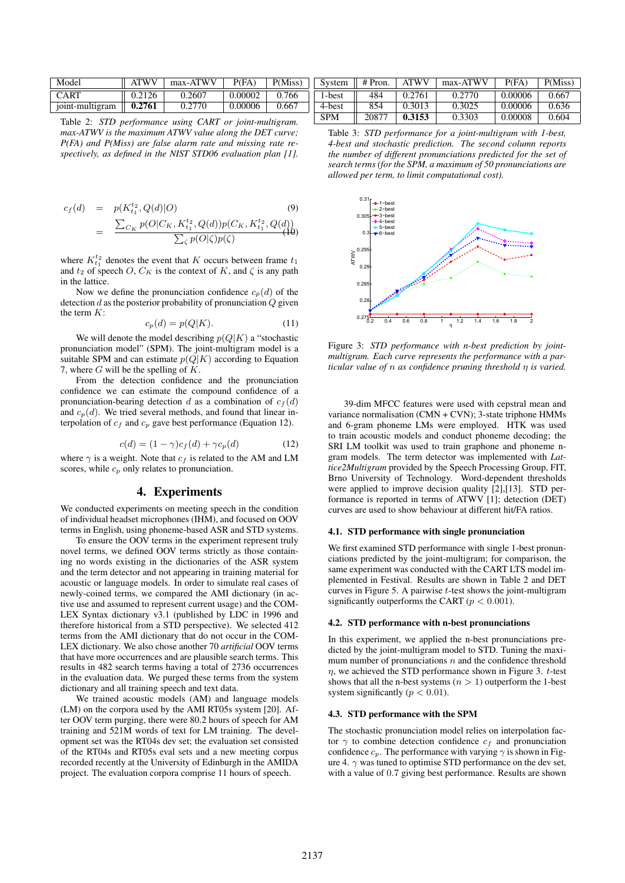| Model | ATWV | max-ATWV | P(FA) | P(Miss) |
|---|---|---|---|---|
| CART | 0.2126 | 0.2607 | 0.00002 | 0.766 |
| joint-multigram | **0.2761** | 0.2770 | 0.00006 | 0.667 |

Table 2: *STD performance using CART or joint-multigram. max-ATWV is the maximum ATWV value along the DET curve; P(FA) and P(Miss) are false alarm rate and missing rate respectively, as defined in the NIST STD06 evaluation plan [1].*

$$c_f(d) = p(K_{t_1}^{t_2}, Q(d)|O) \tag{9}$$

$$= \frac{\sum_{C_K} p(O|C_K, K_{t_1}^{t_2}, Q(d))p(C_K, K_{t_1}^{t_2}, Q(d))}{\sum_{\zeta} p(O|\zeta)p(\zeta)} \tag{10}$$

where $K_{t_1}^{t_2}$ denotes the event that $K$ occurs between frame $t_1$ and $t_2$ of speech $O$, $C_K$ is the context of $K$, and $\zeta$ is any path in the lattice.

Now we define the pronunciation confidence $c_p(d)$ of the detection $d$ as the posterior probability of pronunciation $Q$ given the term $K$:

$$c_p(d) = p(Q|K). \tag{11}$$

We will denote the model describing $p(Q|K)$ a "stochastic pronunciation model" (SPM). The joint-multigram model is a suitable SPM and can estimate $p(Q|K)$ according to Equation 7, where $G$ will be the spelling of $K$.

From the detection confidence and the pronunciation confidence we can estimate the compound confidence of a pronunciation-bearing detection $d$ as a combination of $c_f(d)$ and $c_p(d)$. We tried several methods, and found that linear interpolation of $c_f$ and $c_p$ gave best performance (Equation 12).

$$c(d) = (1 - \gamma)c_f(d) + \gamma c_p(d) \tag{12}$$

where $\gamma$ is a weight. Note that $c_f$ is related to the AM and LM scores, while $c_p$ only relates to pronunciation.

## 4. Experiments

We conducted experiments on meeting speech in the condition of individual headset microphones (IHM), and focused on OOV terms in English, using phoneme-based ASR and STD systems.

To ensure the OOV terms in the experiment represent truly novel terms, we defined OOV terms strictly as those containing no words existing in the dictionaries of the ASR system and the term detector and not appearing in training material for acoustic or language models. In order to simulate real cases of newly-coined terms, we compared the AMI dictionary (in active use and assumed to represent current usage) and the COMLEX Syntax dictionary v3.1 (published by LDC in 1996 and therefore historical from a STD perspective). We selected 412 terms from the AMI dictionary that do not occur in the COMLEX dictionary. We also chose another 70 *artificial* OOV terms that have more occurrences and are plausible search terms. This results in 482 search terms having a total of 2736 occurrences in the evaluation data. We purged these terms from the system dictionary and all training speech and text data.

We trained acoustic models (AM) and language models (LM) on the corpora used by the AMI RT05s system [20]. After OOV term purging, there were 80.2 hours of speech for AM training and 521M words of text for LM training. The development set was the RT04s dev set; the evaluation set consisted of the RT04s and RT05s eval sets and a new meeting corpus recorded recently at the University of Edinburgh in the AMIDA project. The evaluation corpora comprise 11 hours of speech.

| System | # Pron. | ATWV | max-ATWV | P(FA) | P(Miss) |
|---|---|---|---|---|---|
| 1-best | 484 | 0.2761 | 0.2770 | 0.00006 | 0.667 |
| 4-best | 854 | 0.3013 | 0.3025 | 0.00006 | 0.636 |
| SPM | 20877 | **0.3153** | 0.3303 | 0.00008 | 0.604 |

Table 3: *STD performance for a joint-multigram with 1-best, 4-best and stochastic prediction. The second column reports the number of different pronunciations predicted for the set of search terms (for the SPM, a maximum of 50 pronunciations are allowed per term, to limit computational cost).*

1-best
2-best
3-best
4-best
5-best
6-best
ATWV
η
0.31
0.305
0.3
0.295
0.29
0.285
0.28
0.275
0.2
0.4
0.6
0.8
1
1.2
1.4
1.6
1.8
2

Figure 3: *STD performance with n-best prediction by joint-multigram. Each curve represents the performance with a particular value of n as confidence pruning threshold η is varied.*

39-dim MFCC features were used with cepstral mean and variance normalisation (CMN + CVN); 3-state triphone HMMs and 6-gram phoneme LMs were employed. HTK was used to train acoustic models and conduct phoneme decoding; the SRI LM toolkit was used to train graphone and phoneme n-gram models. The term detector was implemented with *Lattice2Multigram* provided by the Speech Processing Group, FIT, Brno University of Technology. Word-dependent thresholds were applied to improve decision quality [2],[13]. STD performance is reported in terms of ATWV [1]; detection (DET) curves are used to show behaviour at different hit/FA ratios.

### 4.1. STD performance with single pronunciation

We first examined STD performance with single 1-best pronunciations predicted by the joint-multigram; for comparison, the same experiment was conducted with the CART LTS model implemented in Festival. Results are shown in Table 2 and DET curves in Figure 5. A pairwise $t$-test shows the joint-multigram significantly outperforms the CART ($p < 0.001$).

### 4.2. STD performance with n-best pronunciations

In this experiment, we applied the n-best pronunciations predicted by the joint-multigram model to STD. Tuning the maximum number of pronunciations $n$ and the confidence threshold $\eta$, we achieved the STD performance shown in Figure 3. $t$-test shows that all the n-best systems ($n > 1$) outperform the 1-best system significantly ($p < 0.01$).

### 4.3. STD performance with the SPM

The stochastic pronunciation model relies on interpolation factor $\gamma$ to combine detection confidence $c_f$ and pronunciation confidence $c_p$. The performance with varying $\gamma$ is shown in Figure 4. $\gamma$ was tuned to optimise STD performance on the dev set, with a value of 0.7 giving best performance. Results are shown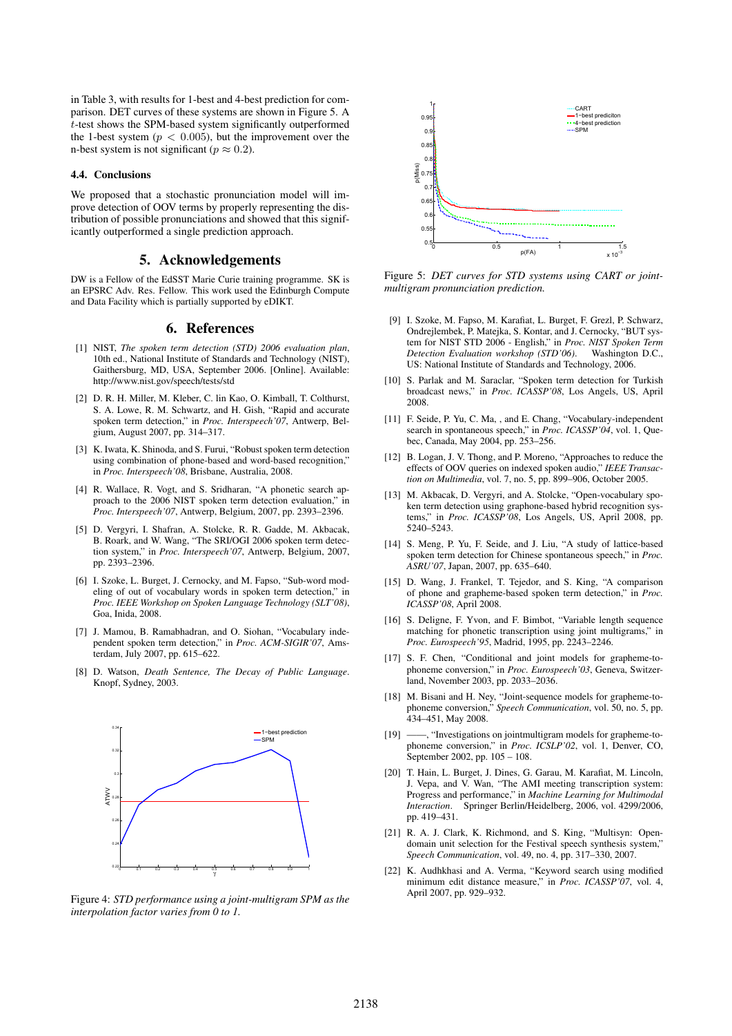in Table 3, with results for 1-best and 4-best prediction for comparison. DET curves of these systems are shown in Figure 5. A $t$-test shows the SPM-based system significantly outperformed the 1-best system ($p < 0.005$), but the improvement over the n-best system is not significant ($p \approx 0.2$).

### 4.4. Conclusions

We proposed that a stochastic pronunciation model will improve detection of OOV terms by properly representing the distribution of possible pronunciations and showed that this significantly outperformed a single prediction approach.

## 5. Acknowledgements

DW is a Fellow of the EdSST Marie Curie training programme. SK is an EPSRC Adv. Res. Fellow. This work used the Edinburgh Compute and Data Facility which is partially supported by eDIKT.

## 6. References

[1] NIST, *The spoken term detection (STD) 2006 evaluation plan*, 10th ed., National Institute of Standards and Technology (NIST), Gaithersburg, MD, USA, September 2006. [Online]. Available: http://www.nist.gov/speech/tests/std

[2] D. R. H. Miller, M. Kleber, C. lin Kao, O. Kimball, T. Colthurst, S. A. Lowe, R. M. Schwartz, and H. Gish, "Rapid and accurate spoken term detection," in *Proc. Interspeech'07*, Antwerp, Belgium, August 2007, pp. 314–317.

[3] K. Iwata, K. Shinoda, and S. Furui, "Robust spoken term detection using combination of phone-based and word-based recognition," in *Proc. Interspeech'08*, Brisbane, Australia, 2008.

[4] R. Wallace, R. Vogt, and S. Sridharan, "A phonetic search approach to the 2006 NIST spoken term detection evaluation," in *Proc. Interspeech'07*, Antwerp, Belgium, 2007, pp. 2393–2396.

[5] D. Vergyri, I. Shafran, A. Stolcke, R. R. Gadde, M. Akbacak, B. Roark, and W. Wang, "The SRI/OGI 2006 spoken term detection system," in *Proc. Interspeech'07*, Antwerp, Belgium, 2007, pp. 2393–2396.

[6] I. Szoke, L. Burget, J. Cernocky, and M. Fapso, "Sub-word modeling of out of vocabulary words in spoken term detection," in *Proc. IEEE Workshop on Spoken Language Technology (SLT'08)*, Goa, Inida, 2008.

[7] J. Mamou, B. Ramabhadran, and O. Siohan, "Vocabulary independent spoken term detection," in *Proc. ACM-SIGIR'07*, Amsterdam, July 2007, pp. 615–622.

[8] D. Watson, *Death Sentence, The Decay of Public Language*. Knopf, Sydney, 2003.

0.34
0.32
0.3
0.28
0.26
0.24
0.22
ATWV
0 0.1 0.2 0.3 0.4 0.5 0.6 0.7 0.8 0.9 1
γ
1-best prediction
SPM

Figure 4: *STD performance using a joint-multigram SPM as the interpolation factor varies from 0 to 1.*

1
0.95
0.9
0.85
0.8
0.75
0.7
0.65
0.6
0.55
0.5
p(Miss)
0 0.5 1 1.5
p(FA)
x 10$^{-3}$
CART
1-best prediciton
4-best prediction
SPM

Figure 5: *DET curves for STD systems using CART or joint-multigram pronunciation prediction.*

[9] I. Szoke, M. Fapso, M. Karafiat, L. Burget, F. Grezl, P. Schwarz, Ondrejlembek, P. Matejka, S. Kontar, and J. Cernocky, "BUT system for NIST STD 2006 - English," in *Proc. NIST Spoken Term Detection Evaluation workshop (STD'06)*. Washington D.C., US: National Institute of Standards and Technology, 2006.

[10] S. Parlak and M. Saraclar, "Spoken term detection for Turkish broadcast news," in *Proc. ICASSP'08*, Los Angels, US, April 2008.

[11] F. Seide, P. Yu, C. Ma, , and E. Chang, "Vocabulary-independent search in spontaneous speech," in *Proc. ICASSP'04*, vol. 1, Quebec, Canada, May 2004, pp. 253–256.

[12] B. Logan, J. V. Thong, and P. Moreno, "Approaches to reduce the effects of OOV queries on indexed spoken audio," *IEEE Transaction on Multimedia*, vol. 7, no. 5, pp. 899–906, October 2005.

[13] M. Akbacak, D. Vergyri, and A. Stolcke, "Open-vocabulary spoken term detection using graphone-based hybrid recognition systems," in *Proc. ICASSP'08*, Los Angels, US, April 2008, pp. 5240–5243.

[14] S. Meng, P. Yu, F. Seide, and J. Liu, "A study of lattice-based spoken term detection for Chinese spontaneous speech," in *Proc. ASRU'07*, Japan, 2007, pp. 635–640.

[15] D. Wang, J. Frankel, T. Tejedor, and S. King, "A comparison of phone and grapheme-based spoken term detection," in *Proc. ICASSP'08*, April 2008.

[16] S. Deligne, F. Yvon, and F. Bimbot, "Variable length sequence matching for phonetic transcription using joint multigrams," in *Proc. Eurospeech'95*, Madrid, 1995, pp. 2243–2246.

[17] S. F. Chen, "Conditional and joint models for grapheme-to-phoneme conversion," in *Proc. Eurospeech'03*, Geneva, Switzerland, November 2003, pp. 2033–2036.

[18] M. Bisani and H. Ney, "Joint-sequence models for grapheme-to-phoneme conversion," *Speech Communication*, vol. 50, no. 5, pp. 434–451, May 2008.

[19] ——, "Investigations on jointmultigram models for grapheme-to-phoneme conversion," in *Proc. ICSLP'02*, vol. 1, Denver, CO, September 2002, pp. 105 – 108.

[20] T. Hain, L. Burget, J. Dines, G. Garau, M. Karafiat, M. Lincoln, J. Vepa, and V. Wan, "The AMI meeting transcription system: Progress and performance," in *Machine Learning for Multimodal Interaction*. Springer Berlin/Heidelberg, 2006, vol. 4299/2006, pp. 419–431.

[21] R. A. J. Clark, K. Richmond, and S. King, "Multisyn: Open-domain unit selection for the Festival speech synthesis system," *Speech Communication*, vol. 49, no. 4, pp. 317–330, 2007.

[22] K. Audhkhasi and A. Verma, "Keyword search using modified minimum edit distance measure," in *Proc. ICASSP'07*, vol. 4, April 2007, pp. 929–932.